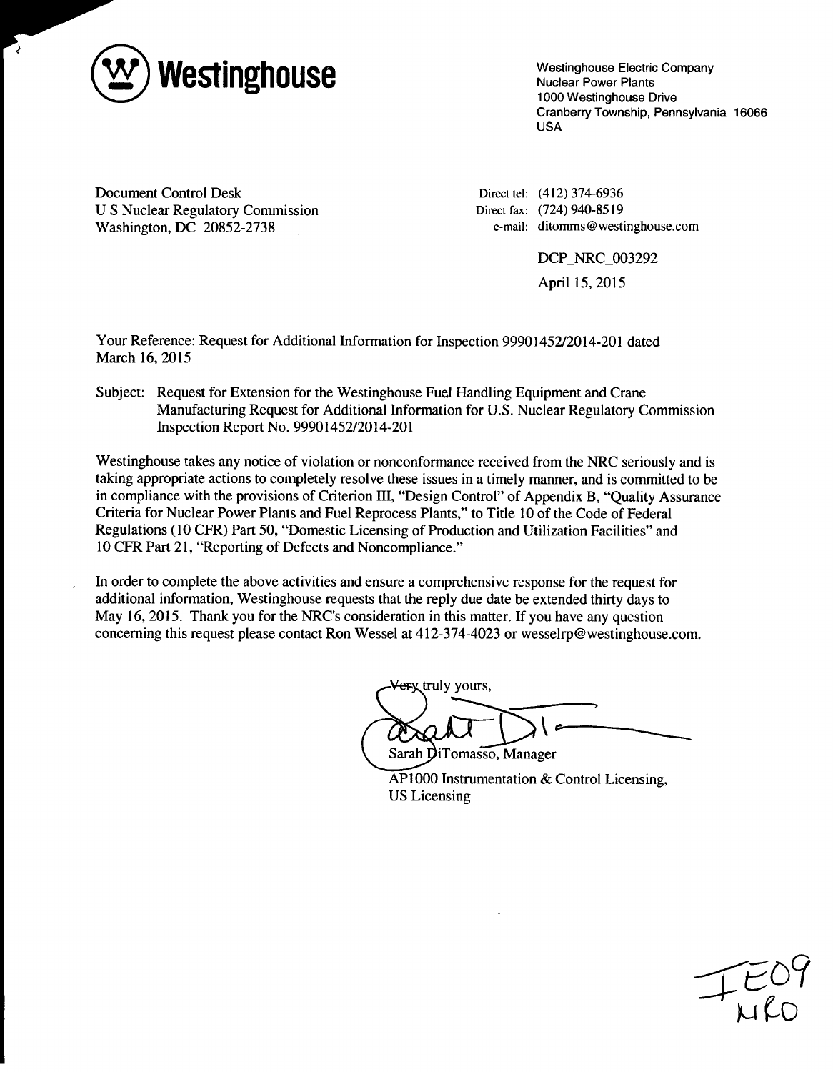**Westinghouse**

Westinghouse Electric Company
Nuclear Power Plants
1000 Westinghouse Drive
Cranberry Township, Pennsylvania 16066
USA

Document Control Desk
U S Nuclear Regulatory Commission
Washington, DC 20852-2738

Direct tel: (412) 374-6936
Direct fax: (724) 940-8519
e-mail: ditomms@westinghouse.com

DCP_NRC_003292

April 15, 2015

Your Reference: Request for Additional Information for Inspection 99901452/2014-201 dated March 16, 2015

Subject: Request for Extension for the Westinghouse Fuel Handling Equipment and Crane Manufacturing Request for Additional Information for U.S. Nuclear Regulatory Commission Inspection Report No. 99901452/2014-201

Westinghouse takes any notice of violation or nonconformance received from the NRC seriously and is taking appropriate actions to completely resolve these issues in a timely manner, and is committed to be in compliance with the provisions of Criterion III, "Design Control" of Appendix B, "Quality Assurance Criteria for Nuclear Power Plants and Fuel Reprocess Plants," to Title 10 of the Code of Federal Regulations (10 CFR) Part 50, "Domestic Licensing of Production and Utilization Facilities" and 10 CFR Part 21, "Reporting of Defects and Noncompliance."

In order to complete the above activities and ensure a comprehensive response for the request for additional information, Westinghouse requests that the reply due date be extended thirty days to May 16, 2015. Thank you for the NRC's consideration in this matter. If you have any question concerning this request please contact Ron Wessel at 412-374-4023 or wesselrp@westinghouse.com.

Very truly yours,

Sarah DiTomasso, Manager
AP1000 Instrumentation & Control Licensing,
US Licensing

IE09
NRO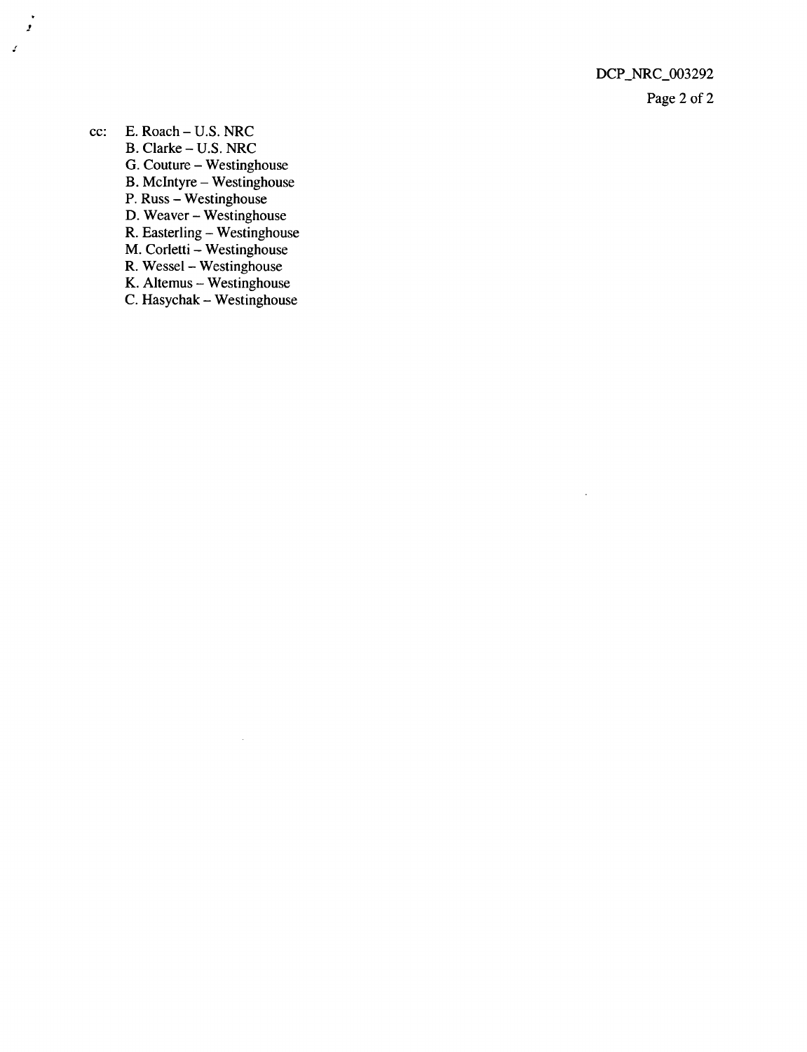DCP_NRC_003292

cc: E. Roach – U.S. NRC
B. Clarke – U.S. NRC
G. Couture – Westinghouse
B. McIntyre – Westinghouse
P. Russ – Westinghouse
D. Weaver – Westinghouse
R. Easterling – Westinghouse
M. Corletti – Westinghouse
R. Wessel – Westinghouse
K. Altemus – Westinghouse
C. Hasychak – Westinghouse